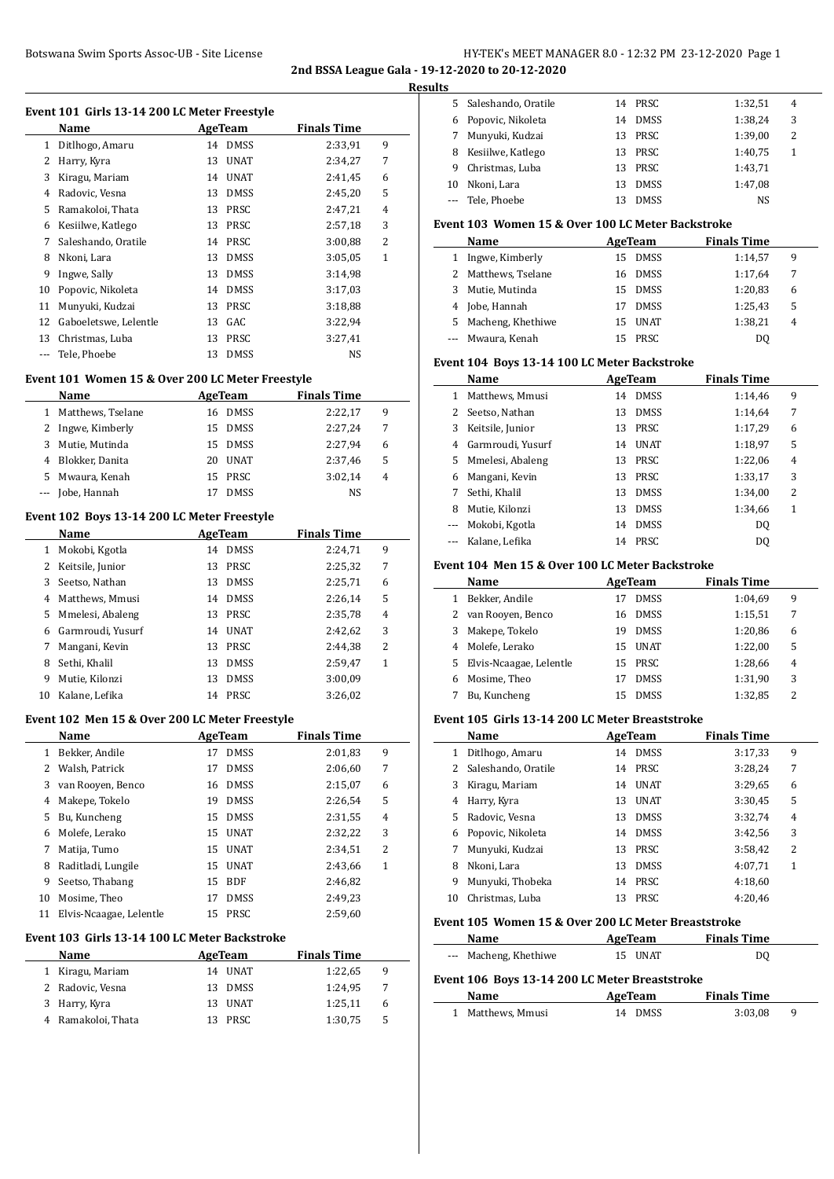**2nd BSSA League Gala - 19-12-2020 to 20-12-2020**

**Results**

### Event 101 Girls 13-14 200 LC Meter Freestyle

| | Name | Age | Team | Finals Time | |
|---|---|---|---|---|---|
| 1 | Ditlhogo, Amaru | 14 | DMSS | 2:33,91 | 9 |
| 2 | Harry, Kyra | 13 | UNAT | 2:34,27 | 7 |
| 3 | Kiragu, Mariam | 14 | UNAT | 2:41,45 | 6 |
| 4 | Radovic, Vesna | 13 | DMSS | 2:45,20 | 5 |
| 5 | Ramakoloi, Thata | 13 | PRSC | 2:47,21 | 4 |
| 6 | Kesiilwe, Katlego | 13 | PRSC | 2:57,18 | 3 |
| 7 | Saleshando, Oratile | 14 | PRSC | 3:00,88 | 2 |
| 8 | Nkoni, Lara | 13 | DMSS | 3:05,05 | 1 |
| 9 | Ingwe, Sally | 13 | DMSS | 3:14,98 | |
| 10 | Popovic, Nikoleta | 14 | DMSS | 3:17,03 | |
| 11 | Munyuki, Kudzai | 13 | PRSC | 3:18,88 | |
| 12 | Gaboeletswe, Lelentle | 13 | GAC | 3:22,94 | |
| 13 | Christmas, Luba | 13 | PRSC | 3:27,41 | |
| --- | Tele, Phoebe | 13 | DMSS | NS | |

### Event 101 Women 15 & Over 200 LC Meter Freestyle

| | Name | Age | Team | Finals Time | |
|---|---|---|---|---|---|
| 1 | Matthews, Tselane | 16 | DMSS | 2:22,17 | 9 |
| 2 | Ingwe, Kimberly | 15 | DMSS | 2:27,24 | 7 |
| 3 | Mutie, Mutinda | 15 | DMSS | 2:27,94 | 6 |
| 4 | Blokker, Danita | 20 | UNAT | 2:37,46 | 5 |
| 5 | Mwaura, Kenah | 15 | PRSC | 3:02,14 | 4 |
| --- | Jobe, Hannah | 17 | DMSS | NS | |

### Event 102 Boys 13-14 200 LC Meter Freestyle

| | Name | Age | Team | Finals Time | |
|---|---|---|---|---|---|
| 1 | Mokobi, Kgotla | 14 | DMSS | 2:24,71 | 9 |
| 2 | Keitsile, Junior | 13 | PRSC | 2:25,32 | 7 |
| 3 | Seetso, Nathan | 13 | DMSS | 2:25,71 | 6 |
| 4 | Matthews, Mmusi | 14 | DMSS | 2:26,14 | 5 |
| 5 | Mmelesi, Abaleng | 13 | PRSC | 2:35,78 | 4 |
| 6 | Garmroudi, Yusurf | 14 | UNAT | 2:42,62 | 3 |
| 7 | Mangani, Kevin | 13 | PRSC | 2:44,38 | 2 |
| 8 | Sethi, Khalil | 13 | DMSS | 2:59,47 | 1 |
| 9 | Mutie, Kilonzi | 13 | DMSS | 3:00,09 | |
| 10 | Kalane, Lefika | 14 | PRSC | 3:26,02 | |

### Event 102 Men 15 & Over 200 LC Meter Freestyle

| | Name | Age | Team | Finals Time | |
|---|---|---|---|---|---|
| 1 | Bekker, Andile | 17 | DMSS | 2:01,83 | 9 |
| 2 | Walsh, Patrick | 17 | DMSS | 2:06,60 | 7 |
| 3 | van Rooyen, Benco | 16 | DMSS | 2:15,07 | 6 |
| 4 | Makepe, Tokelo | 19 | DMSS | 2:26,54 | 5 |
| 5 | Bu, Kuncheng | 15 | DMSS | 2:31,55 | 4 |
| 6 | Molefe, Lerako | 15 | UNAT | 2:32,22 | 3 |
| 7 | Matija, Tumo | 15 | UNAT | 2:34,51 | 2 |
| 8 | Raditladi, Lungile | 15 | UNAT | 2:43,66 | 1 |
| 9 | Seetso, Thabang | 15 | BDF | 2:46,82 | |
| 10 | Mosime, Theo | 17 | DMSS | 2:49,23 | |
| 11 | Elvis-Ncaagae, Lelentle | 15 | PRSC | 2:59,60 | |

### Event 103 Girls 13-14 100 LC Meter Backstroke

| | Name | Age | Team | Finals Time | |
|---|---|---|---|---|---|
| 1 | Kiragu, Mariam | 14 | UNAT | 1:22,65 | 9 |
| 2 | Radovic, Vesna | 13 | DMSS | 1:24,95 | 7 |
| 3 | Harry, Kyra | 13 | UNAT | 1:25,11 | 6 |
| 4 | Ramakoloi, Thata | 13 | PRSC | 1:30,75 | 5 |
| 5 | Saleshando, Oratile | 14 | PRSC | 1:32,51 | 4 |
| 6 | Popovic, Nikoleta | 14 | DMSS | 1:38,24 | 3 |
| 7 | Munyuki, Kudzai | 13 | PRSC | 1:39,00 | 2 |
| 8 | Kesiilwe, Katlego | 13 | PRSC | 1:40,75 | 1 |
| 9 | Christmas, Luba | 13 | PRSC | 1:43,71 | |
| 10 | Nkoni, Lara | 13 | DMSS | 1:47,08 | |
| --- | Tele, Phoebe | 13 | DMSS | NS | |

### Event 103 Women 15 & Over 100 LC Meter Backstroke

| | Name | Age | Team | Finals Time | |
|---|---|---|---|---|---|
| 1 | Ingwe, Kimberly | 15 | DMSS | 1:14,57 | 9 |
| 2 | Matthews, Tselane | 16 | DMSS | 1:17,64 | 7 |
| 3 | Mutie, Mutinda | 15 | DMSS | 1:20,83 | 6 |
| 4 | Jobe, Hannah | 17 | DMSS | 1:25,43 | 5 |
| 5 | Macheng, Khethiwe | 15 | UNAT | 1:38,21 | 4 |
| --- | Mwaura, Kenah | 15 | PRSC | DQ | |

### Event 104 Boys 13-14 100 LC Meter Backstroke

| | Name | Age | Team | Finals Time | |
|---|---|---|---|---|---|
| 1 | Matthews, Mmusi | 14 | DMSS | 1:14,46 | 9 |
| 2 | Seetso, Nathan | 13 | DMSS | 1:14,64 | 7 |
| 3 | Keitsile, Junior | 13 | PRSC | 1:17,29 | 6 |
| 4 | Garmroudi, Yusurf | 14 | UNAT | 1:18,97 | 5 |
| 5 | Mmelesi, Abaleng | 13 | PRSC | 1:22,06 | 4 |
| 6 | Mangani, Kevin | 13 | PRSC | 1:33,17 | 3 |
| 7 | Sethi, Khalil | 13 | DMSS | 1:34,00 | 2 |
| 8 | Mutie, Kilonzi | 13 | DMSS | 1:34,66 | 1 |
| --- | Mokobi, Kgotla | 14 | DMSS | DQ | |
| --- | Kalane, Lefika | 14 | PRSC | DQ | |

### Event 104 Men 15 & Over 100 LC Meter Backstroke

| | Name | Age | Team | Finals Time | |
|---|---|---|---|---|---|
| 1 | Bekker, Andile | 17 | DMSS | 1:04,69 | 9 |
| 2 | van Rooyen, Benco | 16 | DMSS | 1:15,51 | 7 |
| 3 | Makepe, Tokelo | 19 | DMSS | 1:20,86 | 6 |
| 4 | Molefe, Lerako | 15 | UNAT | 1:22,00 | 5 |
| 5 | Elvis-Ncaagae, Lelentle | 15 | PRSC | 1:28,66 | 4 |
| 6 | Mosime, Theo | 17 | DMSS | 1:31,90 | 3 |
| 7 | Bu, Kuncheng | 15 | DMSS | 1:32,85 | 2 |

### Event 105 Girls 13-14 200 LC Meter Breaststroke

| | Name | Age | Team | Finals Time | |
|---|---|---|---|---|---|
| 1 | Ditlhogo, Amaru | 14 | DMSS | 3:17,33 | 9 |
| 2 | Saleshando, Oratile | 14 | PRSC | 3:28,24 | 7 |
| 3 | Kiragu, Mariam | 14 | UNAT | 3:29,65 | 6 |
| 4 | Harry, Kyra | 13 | UNAT | 3:30,45 | 5 |
| 5 | Radovic, Vesna | 13 | DMSS | 3:32,74 | 4 |
| 6 | Popovic, Nikoleta | 14 | DMSS | 3:42,56 | 3 |
| 7 | Munyuki, Kudzai | 13 | PRSC | 3:58,42 | 2 |
| 8 | Nkoni, Lara | 13 | DMSS | 4:07,71 | 1 |
| 9 | Munyuki, Thobeka | 14 | PRSC | 4:18,60 | |
| 10 | Christmas, Luba | 13 | PRSC | 4:20,46 | |

### Event 105 Women 15 & Over 200 LC Meter Breaststroke

| | Name | Age | Team | Finals Time |
|---|---|---|---|---|
| --- | Macheng, Khethiwe | 15 | UNAT | DQ |

### Event 106 Boys 13-14 200 LC Meter Breaststroke

| | Name | Age | Team | Finals Time | |
|---|---|---|---|---|---|
| 1 | Matthews, Mmusi | 14 | DMSS | 3:03,08 | 9 |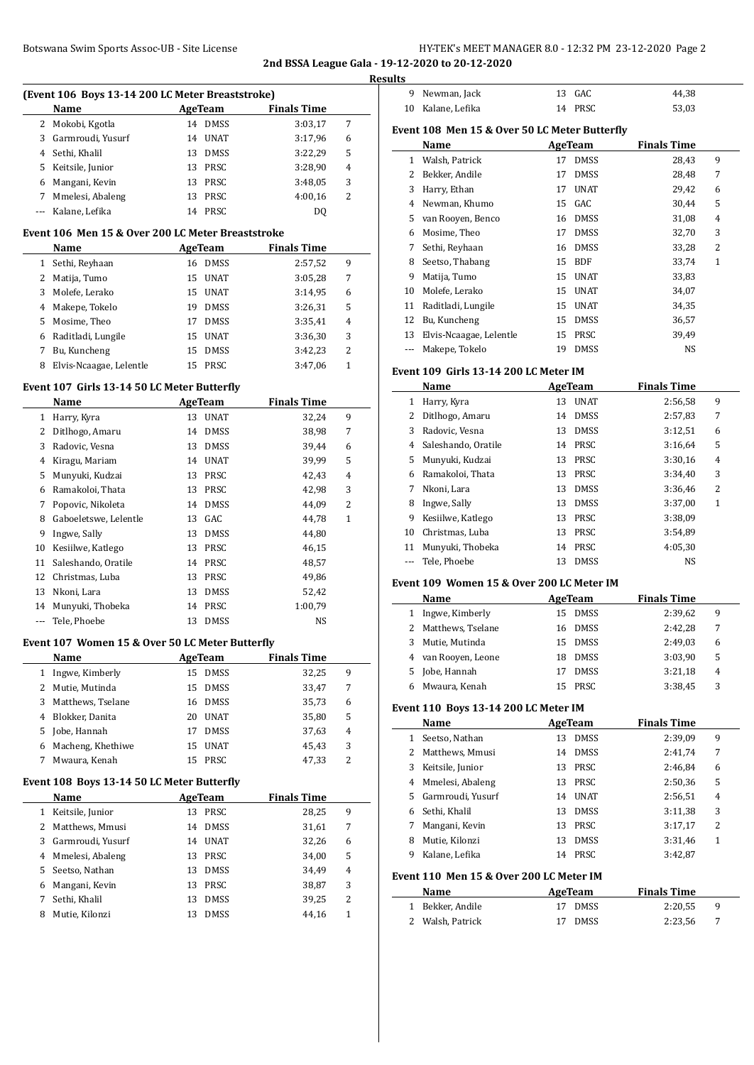## 2nd BSSA League Gala - 19-12-2020 to 20-12-2020

### Results

#### (Event 106 Boys 13-14 200 LC Meter Breaststroke)

| | Name | Age | Team | Finals Time | |
|---|---|---|---|---|---|
| 2 | Mokobi, Kgotla | 14 | DMSS | 3:03,17 | 7 |
| 3 | Garmroudi, Yusurf | 14 | UNAT | 3:17,96 | 6 |
| 4 | Sethi, Khalil | 13 | DMSS | 3:22,29 | 5 |
| 5 | Keitsile, Junior | 13 | PRSC | 3:28,90 | 4 |
| 6 | Mangani, Kevin | 13 | PRSC | 3:48,05 | 3 |
| 7 | Mmelesi, Abaleng | 13 | PRSC | 4:00,16 | 2 |
| --- | Kalane, Lefika | 14 | PRSC | DQ | |

#### Event 106 Men 15 & Over 200 LC Meter Breaststroke

| | Name | Age | Team | Finals Time | |
|---|---|---|---|---|---|
| 1 | Sethi, Reyhaan | 16 | DMSS | 2:57,52 | 9 |
| 2 | Matija, Tumo | 15 | UNAT | 3:05,28 | 7 |
| 3 | Molefe, Lerako | 15 | UNAT | 3:14,95 | 6 |
| 4 | Makepe, Tokelo | 19 | DMSS | 3:26,31 | 5 |
| 5 | Mosime, Theo | 17 | DMSS | 3:35,41 | 4 |
| 6 | Raditladi, Lungile | 15 | UNAT | 3:36,30 | 3 |
| 7 | Bu, Kuncheng | 15 | DMSS | 3:42,23 | 2 |
| 8 | Elvis-Ncaagae, Lelentle | 15 | PRSC | 3:47,06 | 1 |

#### Event 107 Girls 13-14 50 LC Meter Butterfly

| | Name | Age | Team | Finals Time | |
|---|---|---|---|---|---|
| 1 | Harry, Kyra | 13 | UNAT | 32,24 | 9 |
| 2 | Ditlhogo, Amaru | 14 | DMSS | 38,98 | 7 |
| 3 | Radovic, Vesna | 13 | DMSS | 39,44 | 6 |
| 4 | Kiragu, Mariam | 14 | UNAT | 39,99 | 5 |
| 5 | Munyuki, Kudzai | 13 | PRSC | 42,43 | 4 |
| 6 | Ramakoloi, Thata | 13 | PRSC | 42,98 | 3 |
| 7 | Popovic, Nikoleta | 14 | DMSS | 44,09 | 2 |
| 8 | Gaboeletswe, Lelentle | 13 | GAC | 44,78 | 1 |
| 9 | Ingwe, Sally | 13 | DMSS | 44,80 | |
| 10 | Kesiilwe, Katlego | 13 | PRSC | 46,15 | |
| 11 | Saleshando, Oratile | 14 | PRSC | 48,57 | |
| 12 | Christmas, Luba | 13 | PRSC | 49,86 | |
| 13 | Nkoni, Lara | 13 | DMSS | 52,42 | |
| 14 | Munyuki, Thobeka | 14 | PRSC | 1:00,79 | |
| --- | Tele, Phoebe | 13 | DMSS | NS | |

#### Event 107 Women 15 & Over 50 LC Meter Butterfly

| | Name | Age | Team | Finals Time | |
|---|---|---|---|---|---|
| 1 | Ingwe, Kimberly | 15 | DMSS | 32,25 | 9 |
| 2 | Mutie, Mutinda | 15 | DMSS | 33,47 | 7 |
| 3 | Matthews, Tselane | 16 | DMSS | 35,73 | 6 |
| 4 | Blokker, Danita | 20 | UNAT | 35,80 | 5 |
| 5 | Jobe, Hannah | 17 | DMSS | 37,63 | 4 |
| 6 | Macheng, Khethiwe | 15 | UNAT | 45,43 | 3 |
| 7 | Mwaura, Kenah | 15 | PRSC | 47,33 | 2 |

#### Event 108 Boys 13-14 50 LC Meter Butterfly

| | Name | Age | Team | Finals Time | |
|---|---|---|---|---|---|
| 1 | Keitsile, Junior | 13 | PRSC | 28,25 | 9 |
| 2 | Matthews, Mmusi | 14 | DMSS | 31,61 | 7 |
| 3 | Garmroudi, Yusurf | 14 | UNAT | 32,26 | 6 |
| 4 | Mmelesi, Abaleng | 13 | PRSC | 34,00 | 5 |
| 5 | Seetso, Nathan | 13 | DMSS | 34,49 | 4 |
| 6 | Mangani, Kevin | 13 | PRSC | 38,87 | 3 |
| 7 | Sethi, Khalil | 13 | DMSS | 39,25 | 2 |
| 8 | Mutie, Kilonzi | 13 | DMSS | 44,16 | 1 |
| 9 | Newman, Jack | 13 | GAC | 44,38 | |
| 10 | Kalane, Lefika | 14 | PRSC | 53,03 | |

#### Event 108 Men 15 & Over 50 LC Meter Butterfly

| | Name | Age | Team | Finals Time | |
|---|---|---|---|---|---|
| 1 | Walsh, Patrick | 17 | DMSS | 28,43 | 9 |
| 2 | Bekker, Andile | 17 | DMSS | 28,48 | 7 |
| 3 | Harry, Ethan | 17 | UNAT | 29,42 | 6 |
| 4 | Newman, Khumo | 15 | GAC | 30,44 | 5 |
| 5 | van Rooyen, Benco | 16 | DMSS | 31,08 | 4 |
| 6 | Mosime, Theo | 17 | DMSS | 32,70 | 3 |
| 7 | Sethi, Reyhaan | 16 | DMSS | 33,28 | 2 |
| 8 | Seetso, Thabang | 15 | BDF | 33,74 | 1 |
| 9 | Matija, Tumo | 15 | UNAT | 33,83 | |
| 10 | Molefe, Lerako | 15 | UNAT | 34,07 | |
| 11 | Raditladi, Lungile | 15 | UNAT | 34,35 | |
| 12 | Bu, Kuncheng | 15 | DMSS | 36,57 | |
| 13 | Elvis-Ncaagae, Lelentle | 15 | PRSC | 39,49 | |
| --- | Makepe, Tokelo | 19 | DMSS | NS | |

#### Event 109 Girls 13-14 200 LC Meter IM

| | Name | Age | Team | Finals Time | |
|---|---|---|---|---|---|
| 1 | Harry, Kyra | 13 | UNAT | 2:56,58 | 9 |
| 2 | Ditlhogo, Amaru | 14 | DMSS | 2:57,83 | 7 |
| 3 | Radovic, Vesna | 13 | DMSS | 3:12,51 | 6 |
| 4 | Saleshando, Oratile | 14 | PRSC | 3:16,64 | 5 |
| 5 | Munyuki, Kudzai | 13 | PRSC | 3:30,16 | 4 |
| 6 | Ramakoloi, Thata | 13 | PRSC | 3:34,40 | 3 |
| 7 | Nkoni, Lara | 13 | DMSS | 3:36,46 | 2 |
| 8 | Ingwe, Sally | 13 | DMSS | 3:37,00 | 1 |
| 9 | Kesiilwe, Katlego | 13 | PRSC | 3:38,09 | |
| 10 | Christmas, Luba | 13 | PRSC | 3:54,89 | |
| 11 | Munyuki, Thobeka | 14 | PRSC | 4:05,30 | |
| --- | Tele, Phoebe | 13 | DMSS | NS | |

#### Event 109 Women 15 & Over 200 LC Meter IM

| | Name | Age | Team | Finals Time | |
|---|---|---|---|---|---|
| 1 | Ingwe, Kimberly | 15 | DMSS | 2:39,62 | 9 |
| 2 | Matthews, Tselane | 16 | DMSS | 2:42,28 | 7 |
| 3 | Mutie, Mutinda | 15 | DMSS | 2:49,03 | 6 |
| 4 | van Rooyen, Leone | 18 | DMSS | 3:03,90 | 5 |
| 5 | Jobe, Hannah | 17 | DMSS | 3:21,18 | 4 |
| 6 | Mwaura, Kenah | 15 | PRSC | 3:38,45 | 3 |

#### Event 110 Boys 13-14 200 LC Meter IM

| | Name | Age | Team | Finals Time | |
|---|---|---|---|---|---|
| 1 | Seetso, Nathan | 13 | DMSS | 2:39,09 | 9 |
| 2 | Matthews, Mmusi | 14 | DMSS | 2:41,74 | 7 |
| 3 | Keitsile, Junior | 13 | PRSC | 2:46,84 | 6 |
| 4 | Mmelesi, Abaleng | 13 | PRSC | 2:50,36 | 5 |
| 5 | Garmroudi, Yusurf | 14 | UNAT | 2:56,51 | 4 |
| 6 | Sethi, Khalil | 13 | DMSS | 3:11,38 | 3 |
| 7 | Mangani, Kevin | 13 | PRSC | 3:17,17 | 2 |
| 8 | Mutie, Kilonzi | 13 | DMSS | 3:31,46 | 1 |
| 9 | Kalane, Lefika | 14 | PRSC | 3:42,87 | |

#### Event 110 Men 15 & Over 200 LC Meter IM

| | Name | Age | Team | Finals Time | |
|---|---|---|---|---|---|
| 1 | Bekker, Andile | 17 | DMSS | 2:20,55 | 9 |
| 2 | Walsh, Patrick | 17 | DMSS | 2:23,56 | 7 |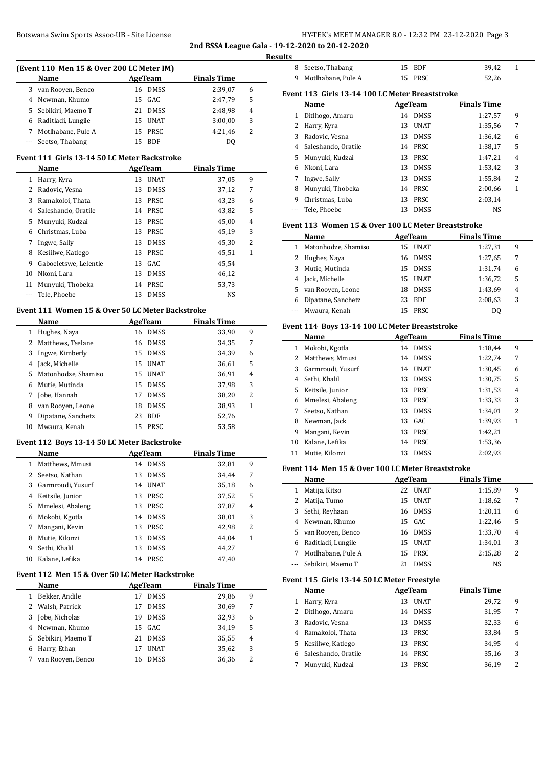**2nd BSSA League Gala - 19-12-2020 to 20-12-2020**

**Results**

### (Event 110 Men 15 & Over 200 LC Meter IM)

| | Name | Age | Team | Finals Time | |
|---|---|---|---|---|---|
| 3 | van Rooyen, Benco | 16 | DMSS | 2:39,07 | 6 |
| 4 | Newman, Khumo | 15 | GAC | 2:47,79 | 5 |
| 5 | Sebikiri, Maemo T | 21 | DMSS | 2:48,98 | 4 |
| 6 | Raditladi, Lungile | 15 | UNAT | 3:00,00 | 3 |
| 7 | Motlhabane, Pule A | 15 | PRSC | 4:21,46 | 2 |
| --- | Seetso, Thabang | 15 | BDF | DQ | |

### Event 111 Girls 13-14 50 LC Meter Backstroke

| | Name | Age | Team | Finals Time | |
|---|---|---|---|---|---|
| 1 | Harry, Kyra | 13 | UNAT | 37,05 | 9 |
| 2 | Radovic, Vesna | 13 | DMSS | 37,12 | 7 |
| 3 | Ramakoloi, Thata | 13 | PRSC | 43,23 | 6 |
| 4 | Saleshando, Oratile | 14 | PRSC | 43,82 | 5 |
| 5 | Munyuki, Kudzai | 13 | PRSC | 45,00 | 4 |
| 6 | Christmas, Luba | 13 | PRSC | 45,19 | 3 |
| 7 | Ingwe, Sally | 13 | DMSS | 45,30 | 2 |
| 8 | Kesiilwe, Katlego | 13 | PRSC | 45,51 | 1 |
| 9 | Gaboeletswe, Lelentle | 13 | GAC | 45,54 | |
| 10 | Nkoni, Lara | 13 | DMSS | 46,12 | |
| 11 | Munyuki, Thobeka | 14 | PRSC | 53,73 | |
| --- | Tele, Phoebe | 13 | DMSS | NS | |

### Event 111 Women 15 & Over 50 LC Meter Backstroke

| | Name | Age | Team | Finals Time | |
|---|---|---|---|---|---|
| 1 | Hughes, Naya | 16 | DMSS | 33,90 | 9 |
| 2 | Matthews, Tselane | 16 | DMSS | 34,35 | 7 |
| 3 | Ingwe, Kimberly | 15 | DMSS | 34,39 | 6 |
| 4 | Jack, Michelle | 15 | UNAT | 36,61 | 5 |
| 5 | Matonhodze, Shamiso | 15 | UNAT | 36,91 | 4 |
| 6 | Mutie, Mutinda | 15 | DMSS | 37,98 | 3 |
| 7 | Jobe, Hannah | 17 | DMSS | 38,20 | 2 |
| 8 | van Rooyen, Leone | 18 | DMSS | 38,93 | 1 |
| 9 | Dipatane, Sanchetz | 23 | BDF | 52,76 | |
| 10 | Mwaura, Kenah | 15 | PRSC | 53,58 | |

### Event 112 Boys 13-14 50 LC Meter Backstroke

| | Name | Age | Team | Finals Time | |
|---|---|---|---|---|---|
| 1 | Matthews, Mmusi | 14 | DMSS | 32,81 | 9 |
| 2 | Seetso, Nathan | 13 | DMSS | 34,44 | 7 |
| 3 | Garmroudi, Yusurf | 14 | UNAT | 35,18 | 6 |
| 4 | Keitsile, Junior | 13 | PRSC | 37,52 | 5 |
| 5 | Mmelesi, Abaleng | 13 | PRSC | 37,87 | 4 |
| 6 | Mokobi, Kgotla | 14 | DMSS | 38,01 | 3 |
| 7 | Mangani, Kevin | 13 | PRSC | 42,98 | 2 |
| 8 | Mutie, Kilonzi | 13 | DMSS | 44,04 | 1 |
| 9 | Sethi, Khalil | 13 | DMSS | 44,27 | |
| 10 | Kalane, Lefika | 14 | PRSC | 47,40 | |

### Event 112 Men 15 & Over 50 LC Meter Backstroke

| | Name | Age | Team | Finals Time | |
|---|---|---|---|---|---|
| 1 | Bekker, Andile | 17 | DMSS | 29,86 | 9 |
| 2 | Walsh, Patrick | 17 | DMSS | 30,69 | 7 |
| 3 | Jobe, Nicholas | 19 | DMSS | 32,93 | 6 |
| 4 | Newman, Khumo | 15 | GAC | 34,19 | 5 |
| 5 | Sebikiri, Maemo T | 21 | DMSS | 35,55 | 4 |
| 6 | Harry, Ethan | 17 | UNAT | 35,62 | 3 |
| 7 | van Rooyen, Benco | 16 | DMSS | 36,36 | 2 |
| 8 | Seetso, Thabang | 15 | BDF | 39,42 | 1 |
| 9 | Motlhabane, Pule A | 15 | PRSC | 52,26 | |

### Event 113 Girls 13-14 100 LC Meter Breaststroke

| | Name | Age | Team | Finals Time | |
|---|---|---|---|---|---|
| 1 | Ditlhogo, Amaru | 14 | DMSS | 1:27,57 | 9 |
| 2 | Harry, Kyra | 13 | UNAT | 1:35,56 | 7 |
| 3 | Radovic, Vesna | 13 | DMSS | 1:36,42 | 6 |
| 4 | Saleshando, Oratile | 14 | PRSC | 1:38,17 | 5 |
| 5 | Munyuki, Kudzai | 13 | PRSC | 1:47,21 | 4 |
| 6 | Nkoni, Lara | 13 | DMSS | 1:53,42 | 3 |
| 7 | Ingwe, Sally | 13 | DMSS | 1:55,84 | 2 |
| 8 | Munyuki, Thobeka | 14 | PRSC | 2:00,66 | 1 |
| 9 | Christmas, Luba | 13 | PRSC | 2:03,14 | |
| --- | Tele, Phoebe | 13 | DMSS | NS | |

### Event 113 Women 15 & Over 100 LC Meter Breaststroke

| | Name | Age | Team | Finals Time | |
|---|---|---|---|---|---|
| 1 | Matonhodze, Shamiso | 15 | UNAT | 1:27,31 | 9 |
| 2 | Hughes, Naya | 16 | DMSS | 1:27,65 | 7 |
| 3 | Mutie, Mutinda | 15 | DMSS | 1:31,74 | 6 |
| 4 | Jack, Michelle | 15 | UNAT | 1:36,72 | 5 |
| 5 | van Rooyen, Leone | 18 | DMSS | 1:43,69 | 4 |
| 6 | Dipatane, Sanchetz | 23 | BDF | 2:08,63 | 3 |
| --- | Mwaura, Kenah | 15 | PRSC | DQ | |

### Event 114 Boys 13-14 100 LC Meter Breaststroke

| | Name | Age | Team | Finals Time | |
|---|---|---|---|---|---|
| 1 | Mokobi, Kgotla | 14 | DMSS | 1:18,44 | 9 |
| 2 | Matthews, Mmusi | 14 | DMSS | 1:22,74 | 7 |
| 3 | Garmroudi, Yusurf | 14 | UNAT | 1:30,45 | 6 |
| 4 | Sethi, Khalil | 13 | DMSS | 1:30,75 | 5 |
| 5 | Keitsile, Junior | 13 | PRSC | 1:31,53 | 4 |
| 6 | Mmelesi, Abaleng | 13 | PRSC | 1:33,33 | 3 |
| 7 | Seetso, Nathan | 13 | DMSS | 1:34,01 | 2 |
| 8 | Newman, Jack | 13 | GAC | 1:39,93 | 1 |
| 9 | Mangani, Kevin | 13 | PRSC | 1:42,21 | |
| 10 | Kalane, Lefika | 14 | PRSC | 1:53,36 | |
| 11 | Mutie, Kilonzi | 13 | DMSS | 2:02,93 | |

### Event 114 Men 15 & Over 100 LC Meter Breaststroke

| | Name | Age | Team | Finals Time | |
|---|---|---|---|---|---|
| 1 | Matija, Kitso | 22 | UNAT | 1:15,89 | 9 |
| 2 | Matija, Tumo | 15 | UNAT | 1:18,62 | 7 |
| 3 | Sethi, Reyhaan | 16 | DMSS | 1:20,11 | 6 |
| 4 | Newman, Khumo | 15 | GAC | 1:22,46 | 5 |
| 5 | van Rooyen, Benco | 16 | DMSS | 1:33,70 | 4 |
| 6 | Raditladi, Lungile | 15 | UNAT | 1:34,01 | 3 |
| 7 | Motlhabane, Pule A | 15 | PRSC | 2:15,28 | 2 |
| --- | Sebikiri, Maemo T | 21 | DMSS | NS | |

### Event 115 Girls 13-14 50 LC Meter Freestyle

| | Name | Age | Team | Finals Time | |
|---|---|---|---|---|---|
| 1 | Harry, Kyra | 13 | UNAT | 29,72 | 9 |
| 2 | Ditlhogo, Amaru | 14 | DMSS | 31,95 | 7 |
| 3 | Radovic, Vesna | 13 | DMSS | 32,33 | 6 |
| 4 | Ramakoloi, Thata | 13 | PRSC | 33,84 | 5 |
| 5 | Kesiilwe, Katlego | 13 | PRSC | 34,95 | 4 |
| 6 | Saleshando, Oratile | 14 | PRSC | 35,16 | 3 |
| 7 | Munyuki, Kudzai | 13 | PRSC | 36,19 | 2 |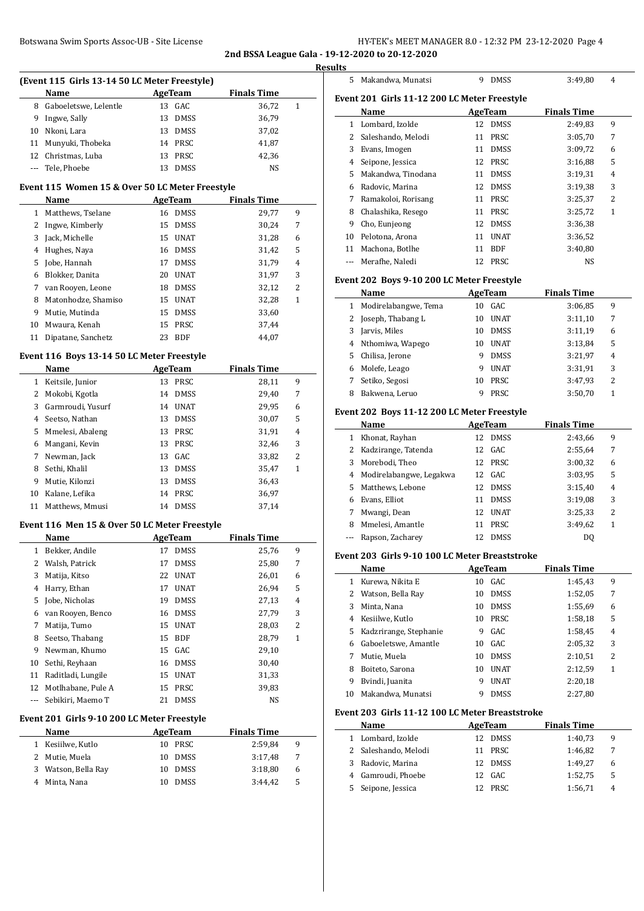## 2nd BSSA League Gala - 19-12-2020 to 20-12-2020

### Results

### (Event 115 Girls 13-14 50 LC Meter Freestyle)

| | Name | Age | Team | Finals Time | |
|---|---|---|---|---|---|
| 8 | Gaboeletswe, Lelentle | 13 | GAC | 36,72 | 1 |
| 9 | Ingwe, Sally | 13 | DMSS | 36,79 | |
| 10 | Nkoni, Lara | 13 | DMSS | 37,02 | |
| 11 | Munyuki, Thobeka | 14 | PRSC | 41,87 | |
| 12 | Christmas, Luba | 13 | PRSC | 42,36 | |
| --- | Tele, Phoebe | 13 | DMSS | NS | |

### Event 115 Women 15 & Over 50 LC Meter Freestyle

| | Name | Age | Team | Finals Time | |
|---|---|---|---|---|---|
| 1 | Matthews, Tselane | 16 | DMSS | 29,77 | 9 |
| 2 | Ingwe, Kimberly | 15 | DMSS | 30,24 | 7 |
| 3 | Jack, Michelle | 15 | UNAT | 31,28 | 6 |
| 4 | Hughes, Naya | 16 | DMSS | 31,42 | 5 |
| 5 | Jobe, Hannah | 17 | DMSS | 31,79 | 4 |
| 6 | Blokker, Danita | 20 | UNAT | 31,97 | 3 |
| 7 | van Rooyen, Leone | 18 | DMSS | 32,12 | 2 |
| 8 | Matonhodze, Shamiso | 15 | UNAT | 32,28 | 1 |
| 9 | Mutie, Mutinda | 15 | DMSS | 33,60 | |
| 10 | Mwaura, Kenah | 15 | PRSC | 37,44 | |
| 11 | Dipatane, Sanchetz | 23 | BDF | 44,07 | |

### Event 116 Boys 13-14 50 LC Meter Freestyle

| | Name | Age | Team | Finals Time | |
|---|---|---|---|---|---|
| 1 | Keitsile, Junior | 13 | PRSC | 28,11 | 9 |
| 2 | Mokobi, Kgotla | 14 | DMSS | 29,40 | 7 |
| 3 | Garmroudi, Yusurf | 14 | UNAT | 29,95 | 6 |
| 4 | Seetso, Nathan | 13 | DMSS | 30,07 | 5 |
| 5 | Mmelesi, Abaleng | 13 | PRSC | 31,91 | 4 |
| 6 | Mangani, Kevin | 13 | PRSC | 32,46 | 3 |
| 7 | Newman, Jack | 13 | GAC | 33,82 | 2 |
| 8 | Sethi, Khalil | 13 | DMSS | 35,47 | 1 |
| 9 | Mutie, Kilonzi | 13 | DMSS | 36,43 | |
| 10 | Kalane, Lefika | 14 | PRSC | 36,97 | |
| 11 | Matthews, Mmusi | 14 | DMSS | 37,14 | |

### Event 116 Men 15 & Over 50 LC Meter Freestyle

| | Name | Age | Team | Finals Time | |
|---|---|---|---|---|---|
| 1 | Bekker, Andile | 17 | DMSS | 25,76 | 9 |
| 2 | Walsh, Patrick | 17 | DMSS | 25,80 | 7 |
| 3 | Matija, Kitso | 22 | UNAT | 26,01 | 6 |
| 4 | Harry, Ethan | 17 | UNAT | 26,94 | 5 |
| 5 | Jobe, Nicholas | 19 | DMSS | 27,13 | 4 |
| 6 | van Rooyen, Benco | 16 | DMSS | 27,79 | 3 |
| 7 | Matija, Tumo | 15 | UNAT | 28,03 | 2 |
| 8 | Seetso, Thabang | 15 | BDF | 28,79 | 1 |
| 9 | Newman, Khumo | 15 | GAC | 29,10 | |
| 10 | Sethi, Reyhaan | 16 | DMSS | 30,40 | |
| 11 | Raditladi, Lungile | 15 | UNAT | 31,33 | |
| 12 | Motlhabane, Pule A | 15 | PRSC | 39,83 | |
| --- | Sebikiri, Maemo T | 21 | DMSS | NS | |

### Event 201 Girls 9-10 200 LC Meter Freestyle

| | Name | Age | Team | Finals Time | |
|---|---|---|---|---|---|
| 1 | Kesiilwe, Kutlo | 10 | PRSC | 2:59,84 | 9 |
| 2 | Mutie, Muela | 10 | DMSS | 3:17,48 | 7 |
| 3 | Watson, Bella Ray | 10 | DMSS | 3:18,80 | 6 |
| 4 | Minta, Nana | 10 | DMSS | 3:44,42 | 5 |
| 5 | Makandwa, Munatsi | 9 | DMSS | 3:49,80 | 4 |

### Event 201 Girls 11-12 200 LC Meter Freestyle

| | Name | Age | Team | Finals Time | |
|---|---|---|---|---|---|
| 1 | Lombard, Izolde | 12 | DMSS | 2:49,83 | 9 |
| 2 | Saleshando, Melodi | 11 | PRSC | 3:05,70 | 7 |
| 3 | Evans, Imogen | 11 | DMSS | 3:09,72 | 6 |
| 4 | Seipone, Jessica | 12 | PRSC | 3:16,88 | 5 |
| 5 | Makandwa, Tinodana | 11 | DMSS | 3:19,31 | 4 |
| 6 | Radovic, Marina | 12 | DMSS | 3:19,38 | 3 |
| 7 | Ramakoloi, Rorisang | 11 | PRSC | 3:25,37 | 2 |
| 8 | Chalashika, Resego | 11 | PRSC | 3:25,72 | 1 |
| 9 | Cho, Eunjeong | 12 | DMSS | 3:36,38 | |
| 10 | Pelotona, Arona | 11 | UNAT | 3:36,52 | |
| 11 | Machona, Botlhe | 11 | BDF | 3:40,80 | |
| --- | Merafhe, Naledi | 12 | PRSC | NS | |

### Event 202 Boys 9-10 200 LC Meter Freestyle

| | Name | Age | Team | Finals Time | |
|---|---|---|---|---|---|
| 1 | Modirelabangwe, Tema | 10 | GAC | 3:06,85 | 9 |
| 2 | Joseph, Thabang L | 10 | UNAT | 3:11,10 | 7 |
| 3 | Jarvis, Miles | 10 | DMSS | 3:11,19 | 6 |
| 4 | Nthomiwa, Wapego | 10 | UNAT | 3:13,84 | 5 |
| 5 | Chilisa, Jerone | 9 | DMSS | 3:21,97 | 4 |
| 6 | Molefe, Leago | 9 | UNAT | 3:31,91 | 3 |
| 7 | Setiko, Segosi | 10 | PRSC | 3:47,93 | 2 |
| 8 | Bakwena, Leruo | 9 | PRSC | 3:50,70 | 1 |

### Event 202 Boys 11-12 200 LC Meter Freestyle

| | Name | Age | Team | Finals Time | |
|---|---|---|---|---|---|
| 1 | Khonat, Rayhan | 12 | DMSS | 2:43,66 | 9 |
| 2 | Kadzirange, Tatenda | 12 | GAC | 2:55,64 | 7 |
| 3 | Morebodi, Theo | 12 | PRSC | 3:00,32 | 6 |
| 4 | Modirelabangwe, Legakwa | 12 | GAC | 3:03,95 | 5 |
| 5 | Matthews, Lebone | 12 | DMSS | 3:15,40 | 4 |
| 6 | Evans, Elliot | 11 | DMSS | 3:19,08 | 3 |
| 7 | Mwangi, Dean | 12 | UNAT | 3:25,33 | 2 |
| 8 | Mmelesi, Amantle | 11 | PRSC | 3:49,62 | 1 |
| --- | Rapson, Zacharey | 12 | DMSS | DQ | |

### Event 203 Girls 9-10 100 LC Meter Breaststroke

| | Name | Age | Team | Finals Time | |
|---|---|---|---|---|---|
| 1 | Kurewa, Nikita E | 10 | GAC | 1:45,43 | 9 |
| 2 | Watson, Bella Ray | 10 | DMSS | 1:52,05 | 7 |
| 3 | Minta, Nana | 10 | DMSS | 1:55,69 | 6 |
| 4 | Kesiilwe, Kutlo | 10 | PRSC | 1:58,18 | 5 |
| 5 | Kadzrirange, Stephanie | 9 | GAC | 1:58,45 | 4 |
| 6 | Gaboeletswe, Amantle | 10 | GAC | 2:05,32 | 3 |
| 7 | Mutie, Muela | 10 | DMSS | 2:10,51 | 2 |
| 8 | Boiteto, Sarona | 10 | UNAT | 2:12,59 | 1 |
| 9 | Bvindi, Juanita | 9 | UNAT | 2:20,18 | |
| 10 | Makandwa, Munatsi | 9 | DMSS | 2:27,80 | |

### Event 203 Girls 11-12 100 LC Meter Breaststroke

| | Name | Age | Team | Finals Time | |
|---|---|---|---|---|---|
| 1 | Lombard, Izolde | 12 | DMSS | 1:40,73 | 9 |
| 2 | Saleshando, Melodi | 11 | PRSC | 1:46,82 | 7 |
| 3 | Radovic, Marina | 12 | DMSS | 1:49,27 | 6 |
| 4 | Gamroudi, Phoebe | 12 | GAC | 1:52,75 | 5 |
| 5 | Seipone, Jessica | 12 | PRSC | 1:56,71 | 4 |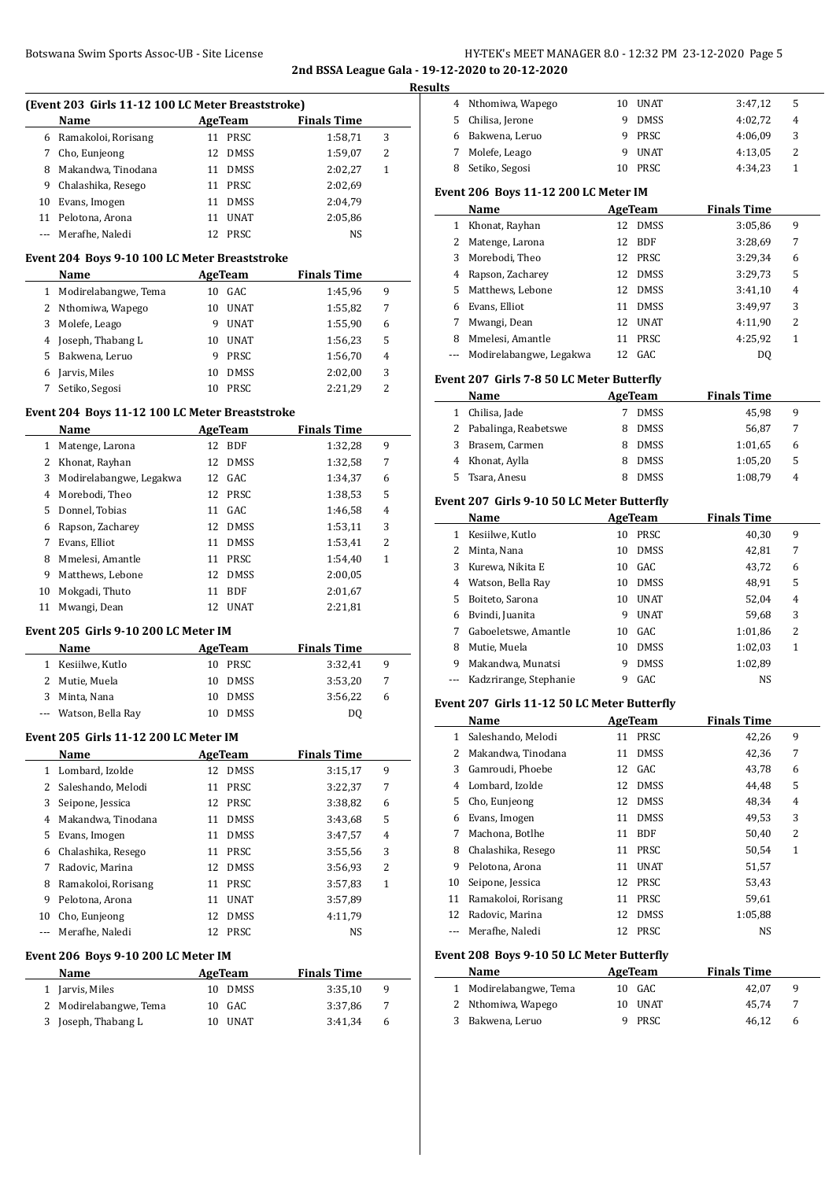**2nd BSSA League Gala - 19-12-2020 to 20-12-2020**

**Results**

### (Event 203 Girls 11-12 100 LC Meter Breaststroke)

| | Name | Age | Team | Finals Time | |
|---|---|---|---|---|---|
| 6 | Ramakoloi, Rorisang | 11 | PRSC | 1:58,71 | 3 |
| 7 | Cho, Eunjeong | 12 | DMSS | 1:59,07 | 2 |
| 8 | Makandwa, Tinodana | 11 | DMSS | 2:02,27 | 1 |
| 9 | Chalashika, Resego | 11 | PRSC | 2:02,69 | |
| 10 | Evans, Imogen | 11 | DMSS | 2:04,79 | |
| 11 | Pelotona, Arona | 11 | UNAT | 2:05,86 | |
| --- | Merafhe, Naledi | 12 | PRSC | NS | |

### Event 204 Boys 9-10 100 LC Meter Breaststroke

| | Name | Age | Team | Finals Time | |
|---|---|---|---|---|---|
| 1 | Modirelabangwe, Tema | 10 | GAC | 1:45,96 | 9 |
| 2 | Nthomiwa, Wapego | 10 | UNAT | 1:55,82 | 7 |
| 3 | Molefe, Leago | 9 | UNAT | 1:55,90 | 6 |
| 4 | Joseph, Thabang L | 10 | UNAT | 1:56,23 | 5 |
| 5 | Bakwena, Leruo | 9 | PRSC | 1:56,70 | 4 |
| 6 | Jarvis, Miles | 10 | DMSS | 2:02,00 | 3 |
| 7 | Setiko, Segosi | 10 | PRSC | 2:21,29 | 2 |

### Event 204 Boys 11-12 100 LC Meter Breaststroke

| | Name | Age | Team | Finals Time | |
|---|---|---|---|---|---|
| 1 | Matenge, Larona | 12 | BDF | 1:32,28 | 9 |
| 2 | Khonat, Rayhan | 12 | DMSS | 1:32,58 | 7 |
| 3 | Modirelabangwe, Legakwa | 12 | GAC | 1:34,37 | 6 |
| 4 | Morebodi, Theo | 12 | PRSC | 1:38,53 | 5 |
| 5 | Donnel, Tobias | 11 | GAC | 1:46,58 | 4 |
| 6 | Rapson, Zacharey | 12 | DMSS | 1:53,11 | 3 |
| 7 | Evans, Elliot | 11 | DMSS | 1:53,41 | 2 |
| 8 | Mmelesi, Amantle | 11 | PRSC | 1:54,40 | 1 |
| 9 | Matthews, Lebone | 12 | DMSS | 2:00,05 | |
| 10 | Mokgadi, Thuto | 11 | BDF | 2:01,67 | |
| 11 | Mwangi, Dean | 12 | UNAT | 2:21,81 | |

### Event 205 Girls 9-10 200 LC Meter IM

| | Name | Age | Team | Finals Time | |
|---|---|---|---|---|---|
| 1 | Kesiilwe, Kutlo | 10 | PRSC | 3:32,41 | 9 |
| 2 | Mutie, Muela | 10 | DMSS | 3:53,20 | 7 |
| 3 | Minta, Nana | 10 | DMSS | 3:56,22 | 6 |
| --- | Watson, Bella Ray | 10 | DMSS | DQ | |

### Event 205 Girls 11-12 200 LC Meter IM

| | Name | Age | Team | Finals Time | |
|---|---|---|---|---|---|
| 1 | Lombard, Izolde | 12 | DMSS | 3:15,17 | 9 |
| 2 | Saleshando, Melodi | 11 | PRSC | 3:22,37 | 7 |
| 3 | Seipone, Jessica | 12 | PRSC | 3:38,82 | 6 |
| 4 | Makandwa, Tinodana | 11 | DMSS | 3:43,68 | 5 |
| 5 | Evans, Imogen | 11 | DMSS | 3:47,57 | 4 |
| 6 | Chalashika, Resego | 11 | PRSC | 3:55,56 | 3 |
| 7 | Radovic, Marina | 12 | DMSS | 3:56,93 | 2 |
| 8 | Ramakoloi, Rorisang | 11 | PRSC | 3:57,83 | 1 |
| 9 | Pelotona, Arona | 11 | UNAT | 3:57,89 | |
| 10 | Cho, Eunjeong | 12 | DMSS | 4:11,79 | |
| --- | Merafhe, Naledi | 12 | PRSC | NS | |

### Event 206 Boys 9-10 200 LC Meter IM

| | Name | Age | Team | Finals Time | |
|---|---|---|---|---|---|
| 1 | Jarvis, Miles | 10 | DMSS | 3:35,10 | 9 |
| 2 | Modirelabangwe, Tema | 10 | GAC | 3:37,86 | 7 |
| 3 | Joseph, Thabang L | 10 | UNAT | 3:41,34 | 6 |
| 4 | Nthomiwa, Wapego | 10 | UNAT | 3:47,12 | 5 |
| 5 | Chilisa, Jerone | 9 | DMSS | 4:02,72 | 4 |
| 6 | Bakwena, Leruo | 9 | PRSC | 4:06,09 | 3 |
| 7 | Molefe, Leago | 9 | UNAT | 4:13,05 | 2 |
| 8 | Setiko, Segosi | 10 | PRSC | 4:34,23 | 1 |

### Event 206 Boys 11-12 200 LC Meter IM

| | Name | Age | Team | Finals Time | |
|---|---|---|---|---|---|
| 1 | Khonat, Rayhan | 12 | DMSS | 3:05,86 | 9 |
| 2 | Matenge, Larona | 12 | BDF | 3:28,69 | 7 |
| 3 | Morebodi, Theo | 12 | PRSC | 3:29,34 | 6 |
| 4 | Rapson, Zacharey | 12 | DMSS | 3:29,73 | 5 |
| 5 | Matthews, Lebone | 12 | DMSS | 3:41,10 | 4 |
| 6 | Evans, Elliot | 11 | DMSS | 3:49,97 | 3 |
| 7 | Mwangi, Dean | 12 | UNAT | 4:11,90 | 2 |
| 8 | Mmelesi, Amantle | 11 | PRSC | 4:25,92 | 1 |
| --- | Modirelabangwe, Legakwa | 12 | GAC | DQ | |

### Event 207 Girls 7-8 50 LC Meter Butterfly

| | Name | Age | Team | Finals Time | |
|---|---|---|---|---|---|
| 1 | Chilisa, Jade | 7 | DMSS | 45,98 | 9 |
| 2 | Pabalinga, Reabetswe | 8 | DMSS | 56,87 | 7 |
| 3 | Brasem, Carmen | 8 | DMSS | 1:01,65 | 6 |
| 4 | Khonat, Aylla | 8 | DMSS | 1:05,20 | 5 |
| 5 | Tsara, Anesu | 8 | DMSS | 1:08,79 | 4 |

### Event 207 Girls 9-10 50 LC Meter Butterfly

| | Name | Age | Team | Finals Time | |
|---|---|---|---|---|---|
| 1 | Kesiilwe, Kutlo | 10 | PRSC | 40,30 | 9 |
| 2 | Minta, Nana | 10 | DMSS | 42,81 | 7 |
| 3 | Kurewa, Nikita E | 10 | GAC | 43,72 | 6 |
| 4 | Watson, Bella Ray | 10 | DMSS | 48,91 | 5 |
| 5 | Boiteto, Sarona | 10 | UNAT | 52,04 | 4 |
| 6 | Bvindi, Juanita | 9 | UNAT | 59,68 | 3 |
| 7 | Gaboeletswe, Amantle | 10 | GAC | 1:01,86 | 2 |
| 8 | Mutie, Muela | 10 | DMSS | 1:02,03 | 1 |
| 9 | Makandwa, Munatsi | 9 | DMSS | 1:02,89 | |
| --- | Kadzrirange, Stephanie | 9 | GAC | NS | |

### Event 207 Girls 11-12 50 LC Meter Butterfly

| | Name | Age | Team | Finals Time | |
|---|---|---|---|---|---|
| 1 | Saleshando, Melodi | 11 | PRSC | 42,26 | 9 |
| 2 | Makandwa, Tinodana | 11 | DMSS | 42,36 | 7 |
| 3 | Gamroudi, Phoebe | 12 | GAC | 43,78 | 6 |
| 4 | Lombard, Izolde | 12 | DMSS | 44,48 | 5 |
| 5 | Cho, Eunjeong | 12 | DMSS | 48,34 | 4 |
| 6 | Evans, Imogen | 11 | DMSS | 49,53 | 3 |
| 7 | Machona, Botlhe | 11 | BDF | 50,40 | 2 |
| 8 | Chalashika, Resego | 11 | PRSC | 50,54 | 1 |
| 9 | Pelotona, Arona | 11 | UNAT | 51,57 | |
| 10 | Seipone, Jessica | 12 | PRSC | 53,43 | |
| 11 | Ramakoloi, Rorisang | 11 | PRSC | 59,61 | |
| 12 | Radovic, Marina | 12 | DMSS | 1:05,88 | |
| --- | Merafhe, Naledi | 12 | PRSC | NS | |

### Event 208 Boys 9-10 50 LC Meter Butterfly

| | Name | Age | Team | Finals Time | |
|---|---|---|---|---|---|
| 1 | Modirelabangwe, Tema | 10 | GAC | 42,07 | 9 |
| 2 | Nthomiwa, Wapego | 10 | UNAT | 45,74 | 7 |
| 3 | Bakwena, Leruo | 9 | PRSC | 46,12 | 6 |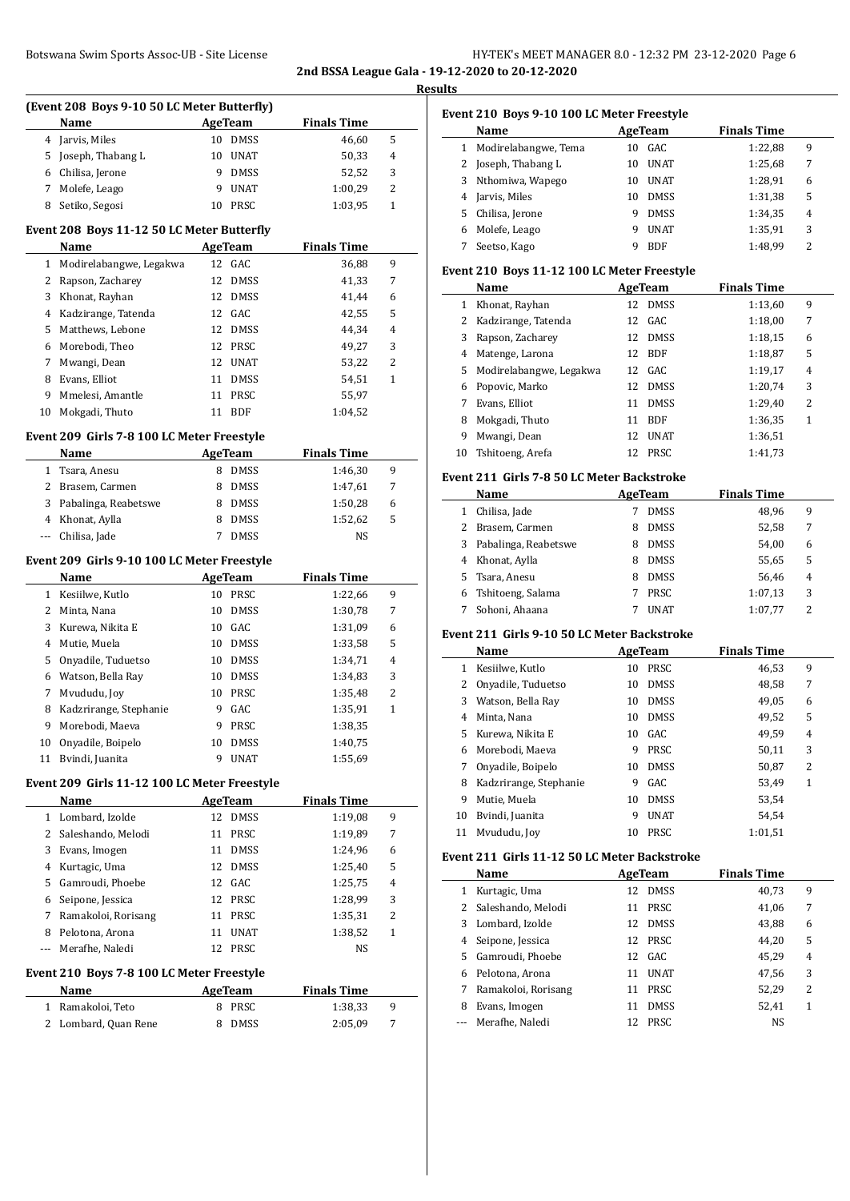## Results

### (Event 208 Boys 9-10 50 LC Meter Butterfly)

| | Name | Age | Team | Finals Time | |
|---|---|---|---|---|---|
| 4 | Jarvis, Miles | 10 | DMSS | 46,60 | 5 |
| 5 | Joseph, Thabang L | 10 | UNAT | 50,33 | 4 |
| 6 | Chilisa, Jerone | 9 | DMSS | 52,52 | 3 |
| 7 | Molefe, Leago | 9 | UNAT | 1:00,29 | 2 |
| 8 | Setiko, Segosi | 10 | PRSC | 1:03,95 | 1 |

### Event 208 Boys 11-12 50 LC Meter Butterfly

| | Name | Age | Team | Finals Time | |
|---|---|---|---|---|---|
| 1 | Modirelabangwe, Legakwa | 12 | GAC | 36,88 | 9 |
| 2 | Rapson, Zacharey | 12 | DMSS | 41,33 | 7 |
| 3 | Khonat, Rayhan | 12 | DMSS | 41,44 | 6 |
| 4 | Kadzirange, Tatenda | 12 | GAC | 42,55 | 5 |
| 5 | Matthews, Lebone | 12 | DMSS | 44,34 | 4 |
| 6 | Morebodi, Theo | 12 | PRSC | 49,27 | 3 |
| 7 | Mwangi, Dean | 12 | UNAT | 53,22 | 2 |
| 8 | Evans, Elliot | 11 | DMSS | 54,51 | 1 |
| 9 | Mmelesi, Amantle | 11 | PRSC | 55,97 | |
| 10 | Mokgadi, Thuto | 11 | BDF | 1:04,52 | |

### Event 209 Girls 7-8 100 LC Meter Freestyle

| | Name | Age | Team | Finals Time | |
|---|---|---|---|---|---|
| 1 | Tsara, Anesu | 8 | DMSS | 1:46,30 | 9 |
| 2 | Brasem, Carmen | 8 | DMSS | 1:47,61 | 7 |
| 3 | Pabalinga, Reabetswe | 8 | DMSS | 1:50,28 | 6 |
| 4 | Khonat, Aylla | 8 | DMSS | 1:52,62 | 5 |
| --- | Chilisa, Jade | 7 | DMSS | NS | |

### Event 209 Girls 9-10 100 LC Meter Freestyle

| | Name | Age | Team | Finals Time | |
|---|---|---|---|---|---|
| 1 | Kesiilwe, Kutlo | 10 | PRSC | 1:22,66 | 9 |
| 2 | Minta, Nana | 10 | DMSS | 1:30,78 | 7 |
| 3 | Kurewa, Nikita E | 10 | GAC | 1:31,09 | 6 |
| 4 | Mutie, Muela | 10 | DMSS | 1:33,58 | 5 |
| 5 | Onyadile, Tuduetso | 10 | DMSS | 1:34,71 | 4 |
| 6 | Watson, Bella Ray | 10 | DMSS | 1:34,83 | 3 |
| 7 | Mvududu, Joy | 10 | PRSC | 1:35,48 | 2 |
| 8 | Kadzrirange, Stephanie | 9 | GAC | 1:35,91 | 1 |
| 9 | Morebodi, Maeva | 9 | PRSC | 1:38,35 | |
| 10 | Onyadile, Boipelo | 10 | DMSS | 1:40,75 | |
| 11 | Bvindi, Juanita | 9 | UNAT | 1:55,69 | |

### Event 209 Girls 11-12 100 LC Meter Freestyle

| | Name | Age | Team | Finals Time | |
|---|---|---|---|---|---|
| 1 | Lombard, Izolde | 12 | DMSS | 1:19,08 | 9 |
| 2 | Saleshando, Melodi | 11 | PRSC | 1:19,89 | 7 |
| 3 | Evans, Imogen | 11 | DMSS | 1:24,96 | 6 |
| 4 | Kurtagic, Uma | 12 | DMSS | 1:25,40 | 5 |
| 5 | Gamroudi, Phoebe | 12 | GAC | 1:25,75 | 4 |
| 6 | Seipone, Jessica | 12 | PRSC | 1:28,99 | 3 |
| 7 | Ramakoloi, Rorisang | 11 | PRSC | 1:35,31 | 2 |
| 8 | Pelotona, Arona | 11 | UNAT | 1:38,52 | 1 |
| --- | Merafhe, Naledi | 12 | PRSC | NS | |

### Event 210 Boys 7-8 100 LC Meter Freestyle

| | Name | Age | Team | Finals Time | |
|---|---|---|---|---|---|
| 1 | Ramakoloi, Teto | 8 | PRSC | 1:38,33 | 9 |
| 2 | Lombard, Quan Rene | 8 | DMSS | 2:05,09 | 7 |

### Event 210 Boys 9-10 100 LC Meter Freestyle

| | Name | Age | Team | Finals Time | |
|---|---|---|---|---|---|
| 1 | Modirelabangwe, Tema | 10 | GAC | 1:22,88 | 9 |
| 2 | Joseph, Thabang L | 10 | UNAT | 1:25,68 | 7 |
| 3 | Nthomiwa, Wapego | 10 | UNAT | 1:28,91 | 6 |
| 4 | Jarvis, Miles | 10 | DMSS | 1:31,38 | 5 |
| 5 | Chilisa, Jerone | 9 | DMSS | 1:34,35 | 4 |
| 6 | Molefe, Leago | 9 | UNAT | 1:35,91 | 3 |
| 7 | Seetso, Kago | 9 | BDF | 1:48,99 | 2 |

### Event 210 Boys 11-12 100 LC Meter Freestyle

| | Name | Age | Team | Finals Time | |
|---|---|---|---|---|---|
| 1 | Khonat, Rayhan | 12 | DMSS | 1:13,60 | 9 |
| 2 | Kadzirange, Tatenda | 12 | GAC | 1:18,00 | 7 |
| 3 | Rapson, Zacharey | 12 | DMSS | 1:18,15 | 6 |
| 4 | Matenge, Larona | 12 | BDF | 1:18,87 | 5 |
| 5 | Modirelabangwe, Legakwa | 12 | GAC | 1:19,17 | 4 |
| 6 | Popovic, Marko | 12 | DMSS | 1:20,74 | 3 |
| 7 | Evans, Elliot | 11 | DMSS | 1:29,40 | 2 |
| 8 | Mokgadi, Thuto | 11 | BDF | 1:36,35 | 1 |
| 9 | Mwangi, Dean | 12 | UNAT | 1:36,51 | |
| 10 | Tshitoeng, Arefa | 12 | PRSC | 1:41,73 | |

### Event 211 Girls 7-8 50 LC Meter Backstroke

| | Name | Age | Team | Finals Time | |
|---|---|---|---|---|---|
| 1 | Chilisa, Jade | 7 | DMSS | 48,96 | 9 |
| 2 | Brasem, Carmen | 8 | DMSS | 52,58 | 7 |
| 3 | Pabalinga, Reabetswe | 8 | DMSS | 54,00 | 6 |
| 4 | Khonat, Aylla | 8 | DMSS | 55,65 | 5 |
| 5 | Tsara, Anesu | 8 | DMSS | 56,46 | 4 |
| 6 | Tshitoeng, Salama | 7 | PRSC | 1:07,13 | 3 |
| 7 | Sohoni, Ahaana | 7 | UNAT | 1:07,77 | 2 |

### Event 211 Girls 9-10 50 LC Meter Backstroke

| | Name | Age | Team | Finals Time | |
|---|---|---|---|---|---|
| 1 | Kesiilwe, Kutlo | 10 | PRSC | 46,53 | 9 |
| 2 | Onyadile, Tuduetso | 10 | DMSS | 48,58 | 7 |
| 3 | Watson, Bella Ray | 10 | DMSS | 49,05 | 6 |
| 4 | Minta, Nana | 10 | DMSS | 49,52 | 5 |
| 5 | Kurewa, Nikita E | 10 | GAC | 49,59 | 4 |
| 6 | Morebodi, Maeva | 9 | PRSC | 50,11 | 3 |
| 7 | Onyadile, Boipelo | 10 | DMSS | 50,87 | 2 |
| 8 | Kadzrirange, Stephanie | 9 | GAC | 53,49 | 1 |
| 9 | Mutie, Muela | 10 | DMSS | 53,54 | |
| 10 | Bvindi, Juanita | 9 | UNAT | 54,54 | |
| 11 | Mvududu, Joy | 10 | PRSC | 1:01,51 | |

### Event 211 Girls 11-12 50 LC Meter Backstroke

| | Name | Age | Team | Finals Time | |
|---|---|---|---|---|---|
| 1 | Kurtagic, Uma | 12 | DMSS | 40,73 | 9 |
| 2 | Saleshando, Melodi | 11 | PRSC | 41,06 | 7 |
| 3 | Lombard, Izolde | 12 | DMSS | 43,88 | 6 |
| 4 | Seipone, Jessica | 12 | PRSC | 44,20 | 5 |
| 5 | Gamroudi, Phoebe | 12 | GAC | 45,29 | 4 |
| 6 | Pelotona, Arona | 11 | UNAT | 47,56 | 3 |
| 7 | Ramakoloi, Rorisang | 11 | PRSC | 52,29 | 2 |
| 8 | Evans, Imogen | 11 | DMSS | 52,41 | 1 |
| --- | Merafhe, Naledi | 12 | PRSC | NS | |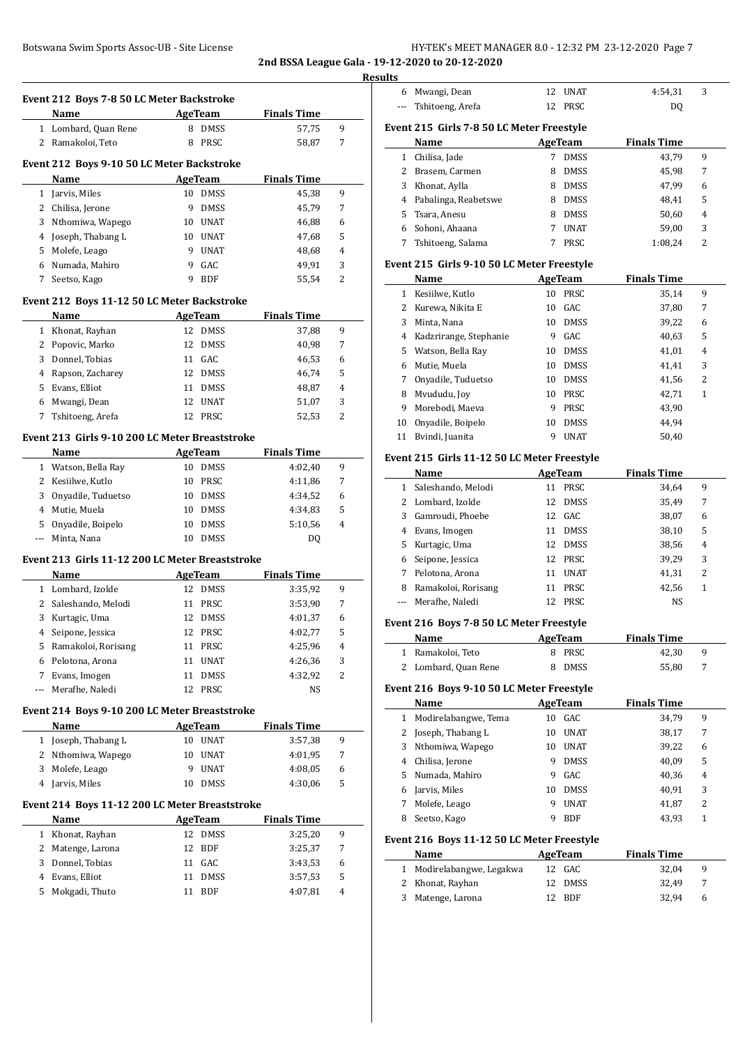**2nd BSSA League Gala - 19-12-2020 to 20-12-2020**

**Results**

### Event 212 Boys 7-8 50 LC Meter Backstroke

| | Name | Age | Team | Finals Time | |
|---|---|---|---|---|---|
| 1 | Lombard, Quan Rene | 8 | DMSS | 57,75 | 9 |
| 2 | Ramakoloi, Teto | 8 | PRSC | 58,87 | 7 |

### Event 212 Boys 9-10 50 LC Meter Backstroke

| | Name | Age | Team | Finals Time | |
|---|---|---|---|---|---|
| 1 | Jarvis, Miles | 10 | DMSS | 45,38 | 9 |
| 2 | Chilisa, Jerone | 9 | DMSS | 45,79 | 7 |
| 3 | Nthomiwa, Wapego | 10 | UNAT | 46,88 | 6 |
| 4 | Joseph, Thabang L | 10 | UNAT | 47,68 | 5 |
| 5 | Molefe, Leago | 9 | UNAT | 48,68 | 4 |
| 6 | Numada, Mahiro | 9 | GAC | 49,91 | 3 |
| 7 | Seetso, Kago | 9 | BDF | 55,54 | 2 |

### Event 212 Boys 11-12 50 LC Meter Backstroke

| | Name | Age | Team | Finals Time | |
|---|---|---|---|---|---|
| 1 | Khonat, Rayhan | 12 | DMSS | 37,88 | 9 |
| 2 | Popovic, Marko | 12 | DMSS | 40,98 | 7 |
| 3 | Donnel, Tobias | 11 | GAC | 46,53 | 6 |
| 4 | Rapson, Zacharey | 12 | DMSS | 46,74 | 5 |
| 5 | Evans, Elliot | 11 | DMSS | 48,87 | 4 |
| 6 | Mwangi, Dean | 12 | UNAT | 51,07 | 3 |
| 7 | Tshitoeng, Arefa | 12 | PRSC | 52,53 | 2 |

### Event 213 Girls 9-10 200 LC Meter Breaststroke

| | Name | Age | Team | Finals Time | |
|---|---|---|---|---|---|
| 1 | Watson, Bella Ray | 10 | DMSS | 4:02,40 | 9 |
| 2 | Kesiilwe, Kutlo | 10 | PRSC | 4:11,86 | 7 |
| 3 | Onyadile, Tuduetso | 10 | DMSS | 4:34,52 | 6 |
| 4 | Mutie, Muela | 10 | DMSS | 4:34,83 | 5 |
| 5 | Onyadile, Boipelo | 10 | DMSS | 5:10,56 | 4 |
| --- | Minta, Nana | 10 | DMSS | DQ | |

### Event 213 Girls 11-12 200 LC Meter Breaststroke

| | Name | Age | Team | Finals Time | |
|---|---|---|---|---|---|
| 1 | Lombard, Izolde | 12 | DMSS | 3:35,92 | 9 |
| 2 | Saleshando, Melodi | 11 | PRSC | 3:53,90 | 7 |
| 3 | Kurtagic, Uma | 12 | DMSS | 4:01,37 | 6 |
| 4 | Seipone, Jessica | 12 | PRSC | 4:02,77 | 5 |
| 5 | Ramakoloi, Rorisang | 11 | PRSC | 4:25,96 | 4 |
| 6 | Pelotona, Arona | 11 | UNAT | 4:26,36 | 3 |
| 7 | Evans, Imogen | 11 | DMSS | 4:32,92 | 2 |
| --- | Merafhe, Naledi | 12 | PRSC | NS | |

### Event 214 Boys 9-10 200 LC Meter Breaststroke

| | Name | Age | Team | Finals Time | |
|---|---|---|---|---|---|
| 1 | Joseph, Thabang L | 10 | UNAT | 3:57,38 | 9 |
| 2 | Nthomiwa, Wapego | 10 | UNAT | 4:01,95 | 7 |
| 3 | Molefe, Leago | 9 | UNAT | 4:08,05 | 6 |
| 4 | Jarvis, Miles | 10 | DMSS | 4:30,06 | 5 |

### Event 214 Boys 11-12 200 LC Meter Breaststroke

| | Name | Age | Team | Finals Time | |
|---|---|---|---|---|---|
| 1 | Khonat, Rayhan | 12 | DMSS | 3:25,20 | 9 |
| 2 | Matenge, Larona | 12 | BDF | 3:25,37 | 7 |
| 3 | Donnel, Tobias | 11 | GAC | 3:43,53 | 6 |
| 4 | Evans, Elliot | 11 | DMSS | 3:57,53 | 5 |
| 5 | Mokgadi, Thuto | 11 | BDF | 4:07,81 | 4 |
| 6 | Mwangi, Dean | 12 | UNAT | 4:54,31 | 3 |
| --- | Tshitoeng, Arefa | 12 | PRSC | DQ | |

### Event 215 Girls 7-8 50 LC Meter Freestyle

| | Name | Age | Team | Finals Time | |
|---|---|---|---|---|---|
| 1 | Chilisa, Jade | 7 | DMSS | 43,79 | 9 |
| 2 | Brasem, Carmen | 8 | DMSS | 45,98 | 7 |
| 3 | Khonat, Aylla | 8 | DMSS | 47,99 | 6 |
| 4 | Pabalinga, Reabetswe | 8 | DMSS | 48,41 | 5 |
| 5 | Tsara, Anesu | 8 | DMSS | 50,60 | 4 |
| 6 | Sohoni, Ahaana | 7 | UNAT | 59,00 | 3 |
| 7 | Tshitoeng, Salama | 7 | PRSC | 1:08,24 | 2 |

### Event 215 Girls 9-10 50 LC Meter Freestyle

| | Name | Age | Team | Finals Time | |
|---|---|---|---|---|---|
| 1 | Kesiilwe, Kutlo | 10 | PRSC | 35,14 | 9 |
| 2 | Kurewa, Nikita E | 10 | GAC | 37,80 | 7 |
| 3 | Minta, Nana | 10 | DMSS | 39,22 | 6 |
| 4 | Kadzrirange, Stephanie | 9 | GAC | 40,63 | 5 |
| 5 | Watson, Bella Ray | 10 | DMSS | 41,01 | 4 |
| 6 | Mutie, Muela | 10 | DMSS | 41,41 | 3 |
| 7 | Onyadile, Tuduetso | 10 | DMSS | 41,56 | 2 |
| 8 | Mvududu, Joy | 10 | PRSC | 42,71 | 1 |
| 9 | Morebodi, Maeva | 9 | PRSC | 43,90 | |
| 10 | Onyadile, Boipelo | 10 | DMSS | 44,94 | |
| 11 | Bvindi, Juanita | 9 | UNAT | 50,40 | |

### Event 215 Girls 11-12 50 LC Meter Freestyle

| | Name | Age | Team | Finals Time | |
|---|---|---|---|---|---|
| 1 | Saleshando, Melodi | 11 | PRSC | 34,64 | 9 |
| 2 | Lombard, Izolde | 12 | DMSS | 35,49 | 7 |
| 3 | Gamroudi, Phoebe | 12 | GAC | 38,07 | 6 |
| 4 | Evans, Imogen | 11 | DMSS | 38,10 | 5 |
| 5 | Kurtagic, Uma | 12 | DMSS | 38,56 | 4 |
| 6 | Seipone, Jessica | 12 | PRSC | 39,29 | 3 |
| 7 | Pelotona, Arona | 11 | UNAT | 41,31 | 2 |
| 8 | Ramakoloi, Rorisang | 11 | PRSC | 42,56 | 1 |
| --- | Merafhe, Naledi | 12 | PRSC | NS | |

### Event 216 Boys 7-8 50 LC Meter Freestyle

| | Name | Age | Team | Finals Time | |
|---|---|---|---|---|---|
| 1 | Ramakoloi, Teto | 8 | PRSC | 42,30 | 9 |
| 2 | Lombard, Quan Rene | 8 | DMSS | 55,80 | 7 |

### Event 216 Boys 9-10 50 LC Meter Freestyle

| | Name | Age | Team | Finals Time | |
|---|---|---|---|---|---|
| 1 | Modirelabangwe, Tema | 10 | GAC | 34,79 | 9 |
| 2 | Joseph, Thabang L | 10 | UNAT | 38,17 | 7 |
| 3 | Nthomiwa, Wapego | 10 | UNAT | 39,22 | 6 |
| 4 | Chilisa, Jerone | 9 | DMSS | 40,09 | 5 |
| 5 | Numada, Mahiro | 9 | GAC | 40,36 | 4 |
| 6 | Jarvis, Miles | 10 | DMSS | 40,91 | 3 |
| 7 | Molefe, Leago | 9 | UNAT | 41,87 | 2 |
| 8 | Seetso, Kago | 9 | BDF | 43,93 | 1 |

### Event 216 Boys 11-12 50 LC Meter Freestyle

| | Name | Age | Team | Finals Time | |
|---|---|---|---|---|---|
| 1 | Modirelabangwe, Legakwa | 12 | GAC | 32,04 | 9 |
| 2 | Khonat, Rayhan | 12 | DMSS | 32,49 | 7 |
| 3 | Matenge, Larona | 12 | BDF | 32,94 | 6 |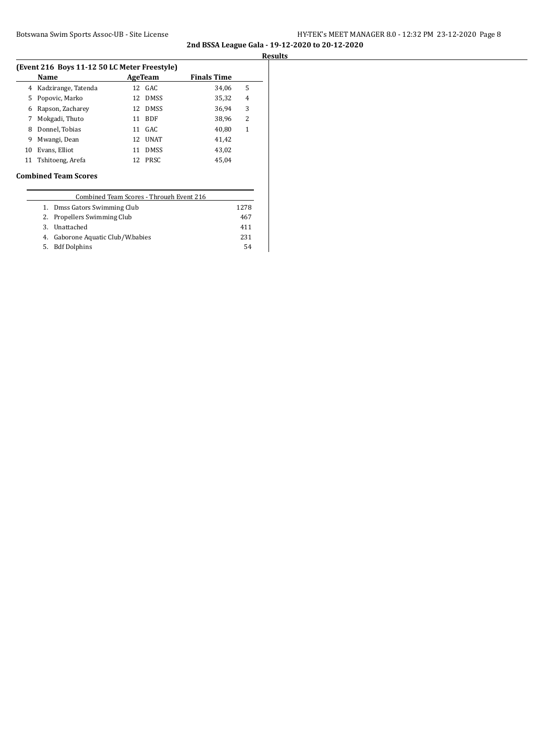**2nd BSSA League Gala - 19-12-2020 to 20-12-2020**

**Results**

### (Event 216 Boys 11-12 50 LC Meter Freestyle)

| | Name | Age | Team | Finals Time | |
|---|---|---|---|---|---|
| 4 | Kadzirange, Tatenda | 12 | GAC | 34,06 | 5 |
| 5 | Popovic, Marko | 12 | DMSS | 35,32 | 4 |
| 6 | Rapson, Zacharey | 12 | DMSS | 36,94 | 3 |
| 7 | Mokgadi, Thuto | 11 | BDF | 38,96 | 2 |
| 8 | Donnel, Tobias | 11 | GAC | 40,80 | 1 |
| 9 | Mwangi, Dean | 12 | UNAT | 41,42 | |
| 10 | Evans, Elliot | 11 | DMSS | 43,02 | |
| 11 | Tshitoeng, Arefa | 12 | PRSC | 45,04 | |

### Combined Team Scores

| Combined Team Scores - Through Event 216 | |
|---|---|
| 1. Dmss Gators Swimming Club | 1278 |
| 2. Propellers Swimming Club | 467 |
| 3. Unattached | 411 |
| 4. Gaborone Aquatic Club/W.babies | 231 |
| 5. Bdf Dolphins | 54 |